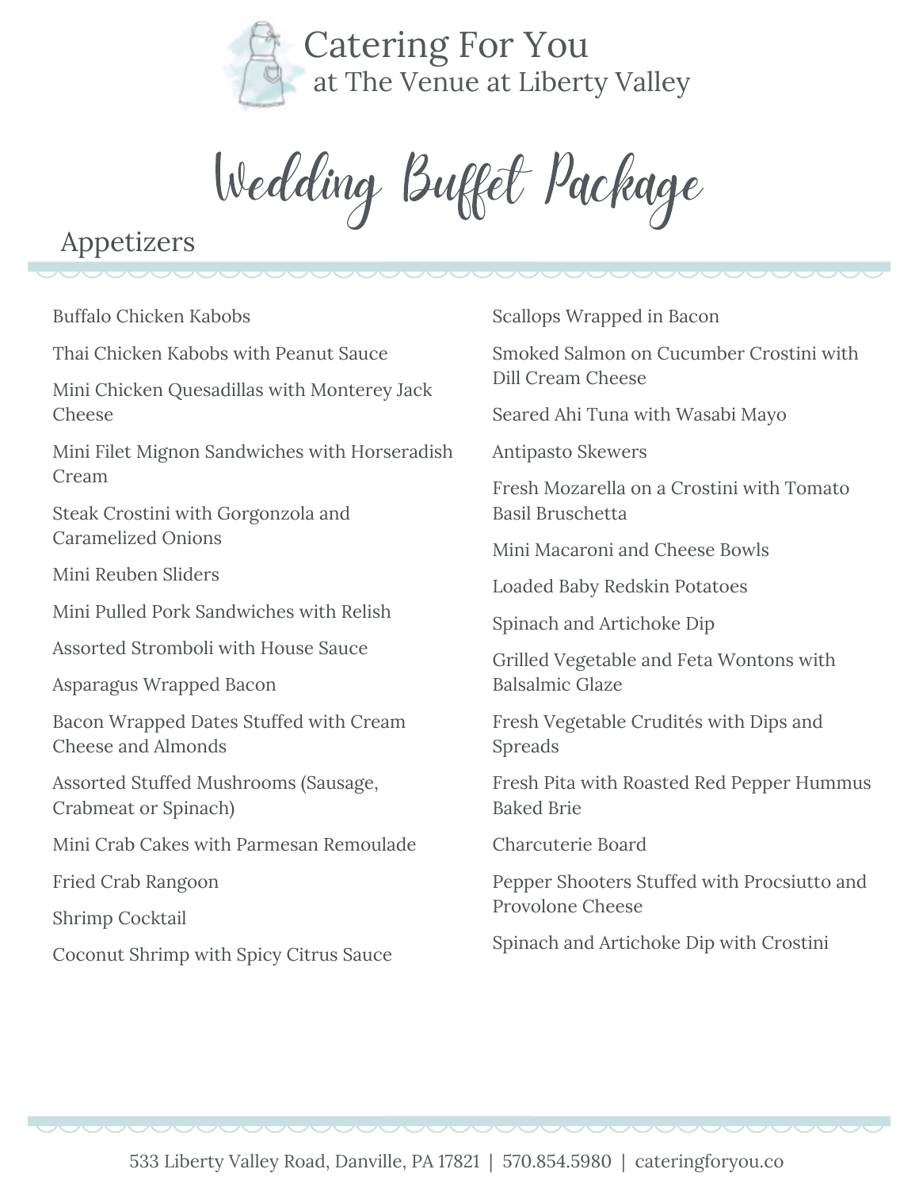# Catering For You
## at The Venue at Liberty Valley

# Wedding Buffet Package

## Appetizers

- Buffalo Chicken Kabobs
- Thai Chicken Kabobs with Peanut Sauce
- Mini Chicken Quesadillas with Monterey Jack Cheese
- Mini Filet Mignon Sandwiches with Horseradish Cream
- Steak Crostini with Gorgonzola and Caramelized Onions
- Mini Reuben Sliders
- Mini Pulled Pork Sandwiches with Relish
- Assorted Stromboli with House Sauce
- Asparagus Wrapped Bacon
- Bacon Wrapped Dates Stuffed with Cream Cheese and Almonds
- Assorted Stuffed Mushrooms (Sausage, Crabmeat or Spinach)
- Mini Crab Cakes with Parmesan Remoulade
- Fried Crab Rangoon
- Shrimp Cocktail
- Coconut Shrimp with Spicy Citrus Sauce
- Scallops Wrapped in Bacon
- Smoked Salmon on Cucumber Crostini with Dill Cream Cheese
- Seared Ahi Tuna with Wasabi Mayo
- Antipasto Skewers
- Fresh Mozarella on a Crostini with Tomato Basil Bruschetta
- Mini Macaroni and Cheese Bowls
- Loaded Baby Redskin Potatoes
- Spinach and Artichoke Dip
- Grilled Vegetable and Feta Wontons with Balsalmic Glaze
- Fresh Vegetable Crudités with Dips and Spreads
- Fresh Pita with Roasted Red Pepper Hummus Baked Brie
- Charcuterie Board
- Pepper Shooters Stuffed with Procsiutto and Provolone Cheese
- Spinach and Artichoke Dip with Crostini

533 Liberty Valley Road, Danville, PA 17821 | 570.854.5980 | cateringforyou.co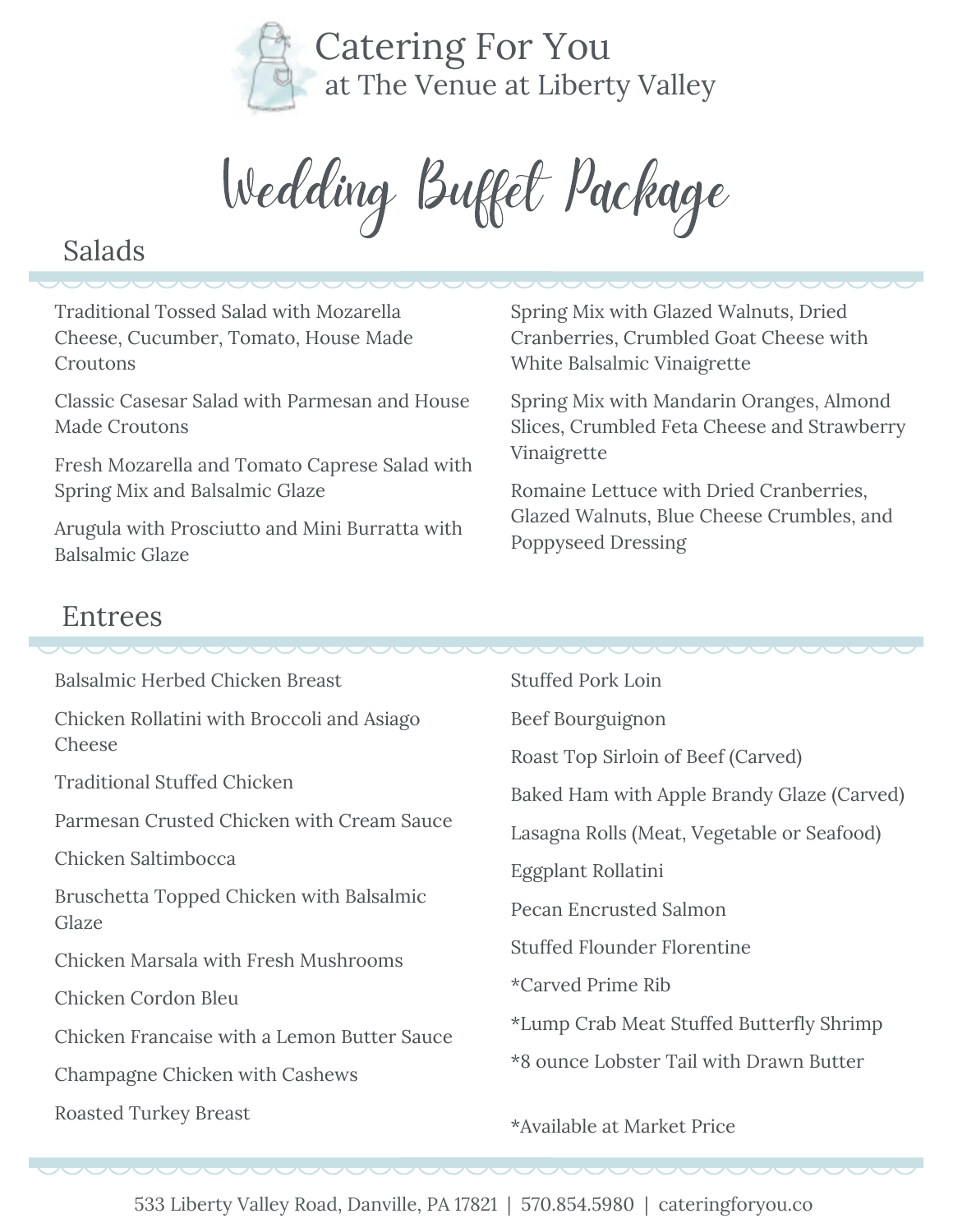# Catering For You
at The Venue at Liberty Valley

## Wedding Buffet Package

### Salads

Traditional Tossed Salad with Mozarella Cheese, Cucumber, Tomato, House Made Croutons

Classic Casesar Salad with Parmesan and House Made Croutons

Fresh Mozarella and Tomato Caprese Salad with Spring Mix and Balsalmic Glaze

Arugula with Prosciutto and Mini Burratta with Balsalmic Glaze

Spring Mix with Glazed Walnuts, Dried Cranberries, Crumbled Goat Cheese with White Balsalmic Vinaigrette

Spring Mix with Mandarin Oranges, Almond Slices, Crumbled Feta Cheese and Strawberry Vinaigrette

Romaine Lettuce with Dried Cranberries, Glazed Walnuts, Blue Cheese Crumbles, and Poppyseed Dressing

### Entrees

Balsalmic Herbed Chicken Breast

Chicken Rollatini with Broccoli and Asiago Cheese

Traditional Stuffed Chicken

Parmesan Crusted Chicken with Cream Sauce

Chicken Saltimbocca

Bruschetta Topped Chicken with Balsalmic Glaze

Chicken Marsala with Fresh Mushrooms

Chicken Cordon Bleu

Chicken Francaise with a Lemon Butter Sauce

Champagne Chicken with Cashews

Roasted Turkey Breast

Stuffed Pork Loin

Beef Bourguignon

Roast Top Sirloin of Beef (Carved)

Baked Ham with Apple Brandy Glaze (Carved)

Lasagna Rolls (Meat, Vegetable or Seafood)

Eggplant Rollatini

Pecan Encrusted Salmon

Stuffed Flounder Florentine

*Carved Prime Rib

*Lump Crab Meat Stuffed Butterfly Shrimp

*8 ounce Lobster Tail with Drawn Butter

*Available at Market Price

533 Liberty Valley Road, Danville, PA 17821 | 570.854.5980 | cateringforyou.co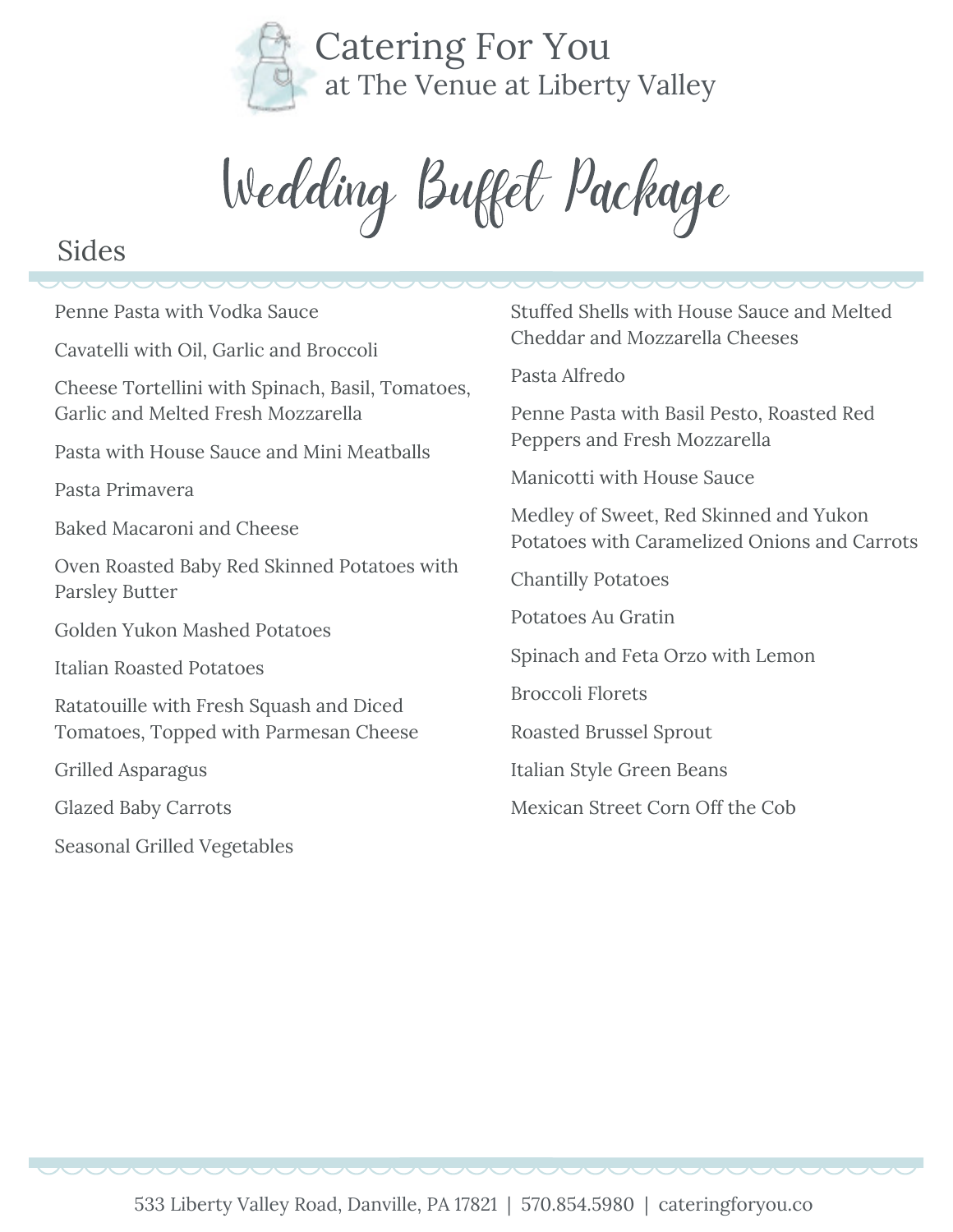Catering For You
at The Venue at Liberty Valley

# Wedding Buffet Package

## Sides

- Penne Pasta with Vodka Sauce
- Cavatelli with Oil, Garlic and Broccoli
- Cheese Tortellini with Spinach, Basil, Tomatoes, Garlic and Melted Fresh Mozzarella
- Pasta with House Sauce and Mini Meatballs
- Pasta Primavera
- Baked Macaroni and Cheese
- Oven Roasted Baby Red Skinned Potatoes with Parsley Butter
- Golden Yukon Mashed Potatoes
- Italian Roasted Potatoes
- Ratatouille with Fresh Squash and Diced Tomatoes, Topped with Parmesan Cheese
- Grilled Asparagus
- Glazed Baby Carrots
- Seasonal Grilled Vegetables
- Stuffed Shells with House Sauce and Melted Cheddar and Mozzarella Cheeses
- Pasta Alfredo
- Penne Pasta with Basil Pesto, Roasted Red Peppers and Fresh Mozzarella
- Manicotti with House Sauce
- Medley of Sweet, Red Skinned and Yukon Potatoes with Caramelized Onions and Carrots
- Chantilly Potatoes
- Potatoes Au Gratin
- Spinach and Feta Orzo with Lemon
- Broccoli Florets
- Roasted Brussel Sprout
- Italian Style Green Beans
- Mexican Street Corn Off the Cob

533 Liberty Valley Road, Danville, PA 17821 | 570.854.5980 | cateringforyou.co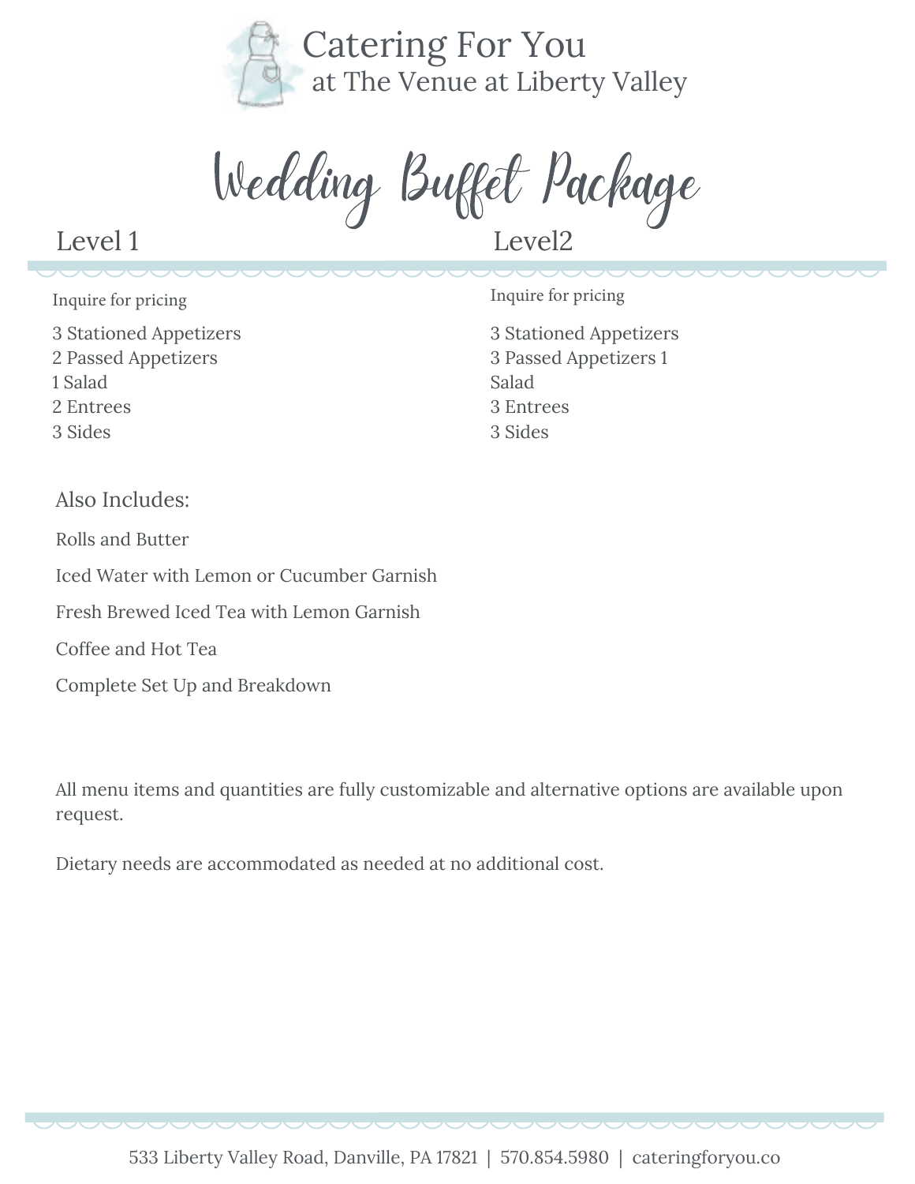# Catering For You
at The Venue at Liberty Valley

## Wedding Buffet Package

### Level 1

Inquire for pricing

3 Stationed Appetizers
2 Passed Appetizers
1 Salad
2 Entrees
3 Sides

### Level2

Inquire for pricing

3 Stationed Appetizers
3 Passed Appetizers 1
Salad
3 Entrees
3 Sides

### Also Includes:

Rolls and Butter

Iced Water with Lemon or Cucumber Garnish

Fresh Brewed Iced Tea with Lemon Garnish

Coffee and Hot Tea

Complete Set Up and Breakdown

All menu items and quantities are fully customizable and alternative options are available upon request.

Dietary needs are accommodated as needed at no additional cost.

533 Liberty Valley Road, Danville, PA 17821 | 570.854.5980 | cateringforyou.co